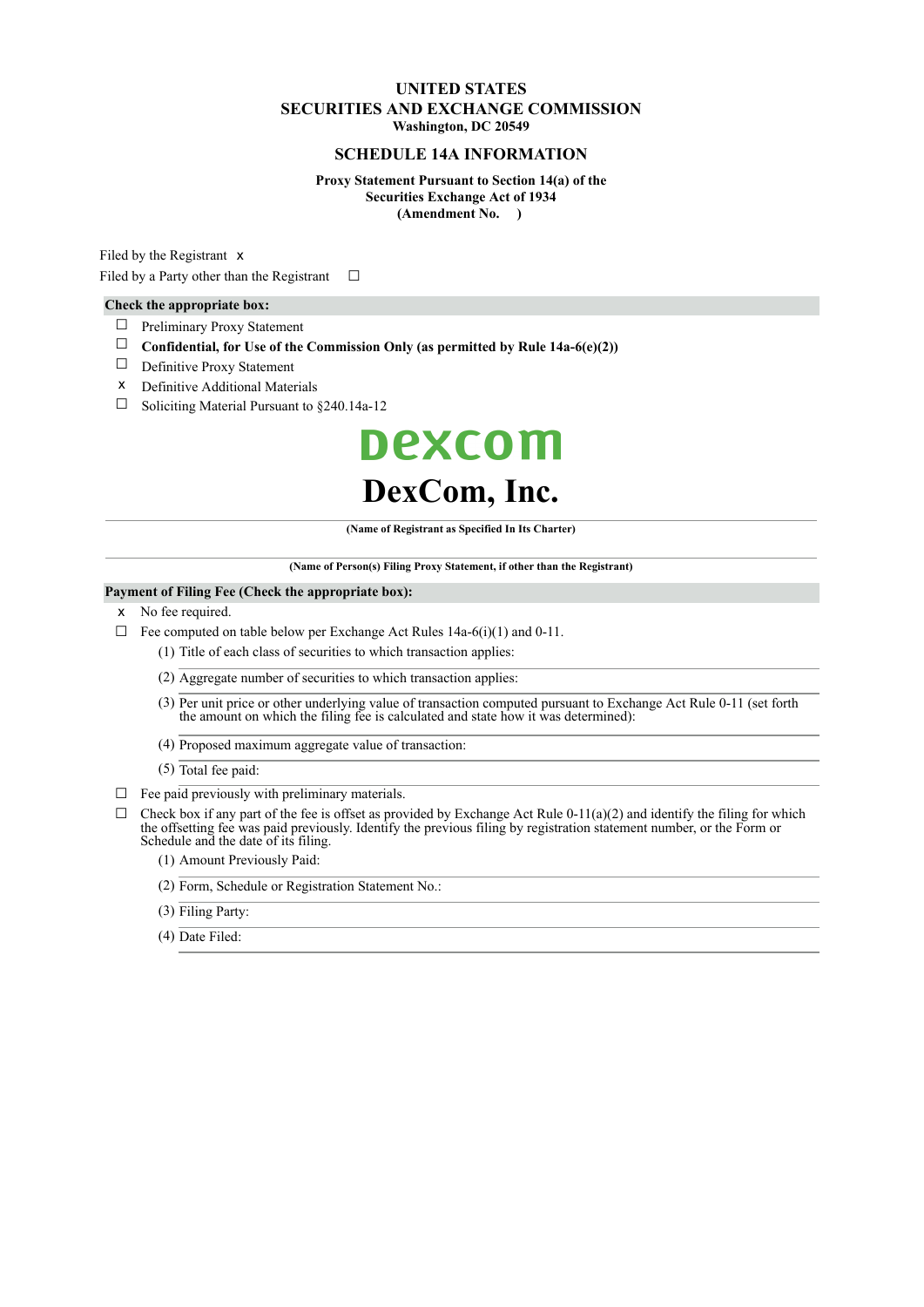# UNITED STATES
# SECURITIES AND EXCHANGE COMMISSION
**Washington, DC 20549**

## SCHEDULE 14A INFORMATION

**Proxy Statement Pursuant to Section 14(a) of the Securities Exchange Act of 1934 (Amendment No. )**

Filed by the Registrant x

Filed by a Party other than the Registrant ☐

**Check the appropriate box:**

☐ Preliminary Proxy Statement

☐ **Confidential, for Use of the Commission Only (as permitted by Rule 14a-6(e)(2))**

☐ Definitive Proxy Statement

x Definitive Additional Materials

☐ Soliciting Material Pursuant to §240.14a-12

dexcom

# DexCom, Inc.

**(Name of Registrant as Specified In Its Charter)**

**(Name of Person(s) Filing Proxy Statement, if other than the Registrant)**

**Payment of Filing Fee (Check the appropriate box):**

x No fee required.

☐ Fee computed on table below per Exchange Act Rules 14a-6(i)(1) and 0-11.

(1) Title of each class of securities to which transaction applies:

(2) Aggregate number of securities to which transaction applies:

(3) Per unit price or other underlying value of transaction computed pursuant to Exchange Act Rule 0-11 (set forth the amount on which the filing fee is calculated and state how it was determined):

(4) Proposed maximum aggregate value of transaction:

(5) Total fee paid:

☐ Fee paid previously with preliminary materials.

☐ Check box if any part of the fee is offset as provided by Exchange Act Rule 0-11(a)(2) and identify the filing for which the offsetting fee was paid previously. Identify the previous filing by registration statement number, or the Form or Schedule and the date of its filing.

(1) Amount Previously Paid:

(2) Form, Schedule or Registration Statement No.:

(3) Filing Party:

(4) Date Filed: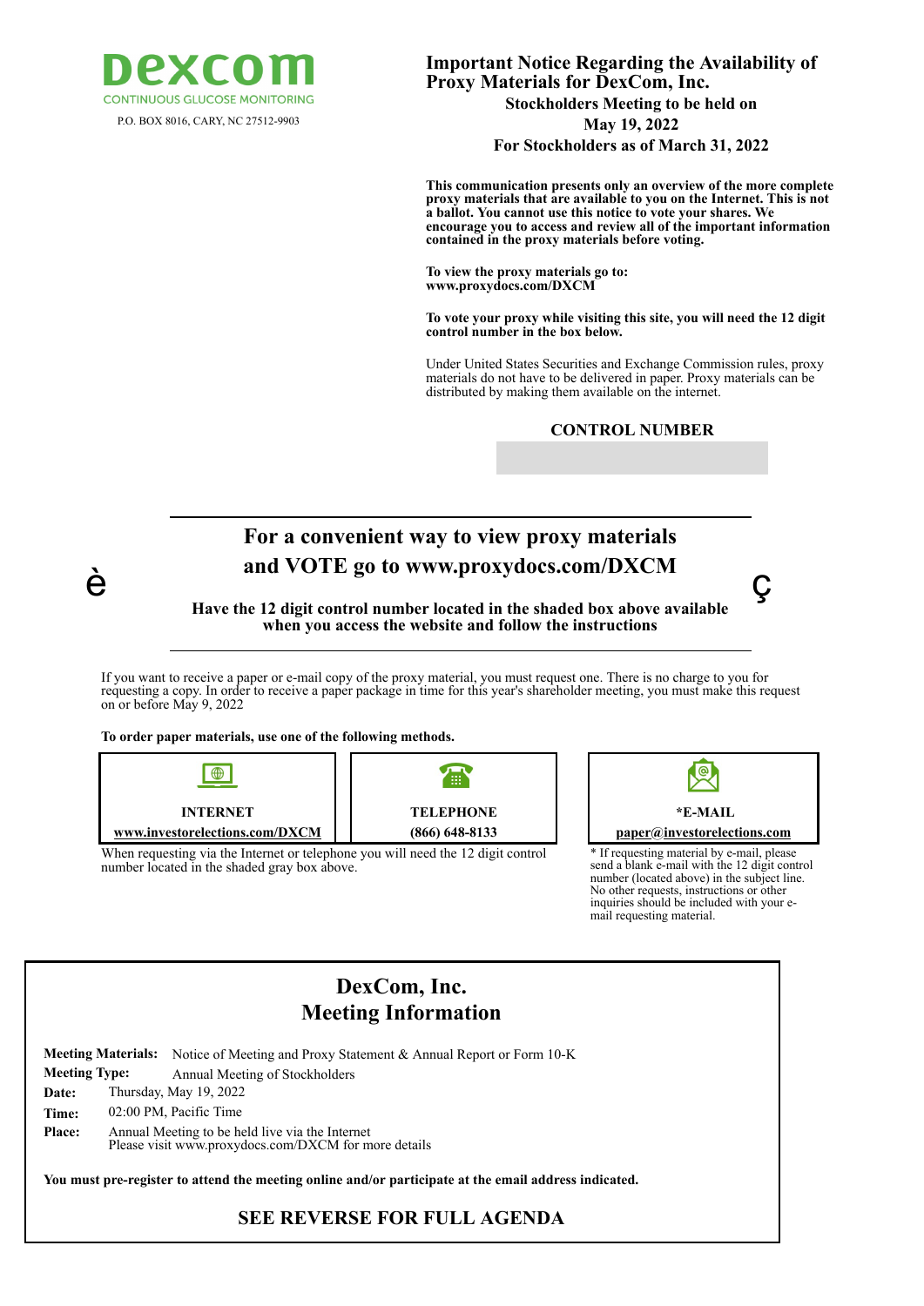**DEXCOM**
CONTINUOUS GLUCOSE MONITORING

P.O. BOX 8016, CARY, NC 27512-9903

## Important Notice Regarding the Availability of Proxy Materials for DexCom, Inc.

**Stockholders Meeting to be held on**
**May 19, 2022**
**For Stockholders as of March 31, 2022**

**This communication presents only an overview of the more complete proxy materials that are available to you on the Internet. This is not a ballot. You cannot use this notice to vote your shares. We encourage you to access and review all of the important information contained in the proxy materials before voting.**

**To view the proxy materials go to:**
**www.proxydocs.com/DXCM**

**To vote your proxy while visiting this site, you will need the 12 digit control number in the box below.**

Under United States Securities and Exchange Commission rules, proxy materials do not have to be delivered in paper. Proxy materials can be distributed by making them available on the internet.

**CONTROL NUMBER**

## For a convenient way to view proxy materials and VOTE go to www.proxydocs.com/DXCM

**Have the 12 digit control number located in the shaded box above available when you access the website and follow the instructions**

If you want to receive a paper or e-mail copy of the proxy material, you must request one. There is no charge to you for requesting a copy. In order to receive a paper package in time for this year's shareholder meeting, you must make this request on or before May 9, 2022

**To order paper materials, use one of the following methods.**

| INTERNET | TELEPHONE | *E-MAIL |
|---|---|---|
| www.investorelections.com/DXCM | (866) 648-8133 | paper@investorelections.com |

When requesting via the Internet or telephone you will need the 12 digit control number located in the shaded gray box above.

* If requesting material by e-mail, please send a blank e-mail with the 12 digit control number (located above) in the subject line. No other requests, instructions or other inquiries should be included with your e-mail requesting material.

## DexCom, Inc.
## Meeting Information

**Meeting Materials:** Notice of Meeting and Proxy Statement & Annual Report or Form 10-K
**Meeting Type:** Annual Meeting of Stockholders
**Date:** Thursday, May 19, 2022
**Time:** 02:00 PM, Pacific Time
**Place:** Annual Meeting to be held live via the Internet
Please visit www.proxydocs.com/DXCM for more details

**You must pre-register to attend the meeting online and/or participate at the email address indicated.**

### SEE REVERSE FOR FULL AGENDA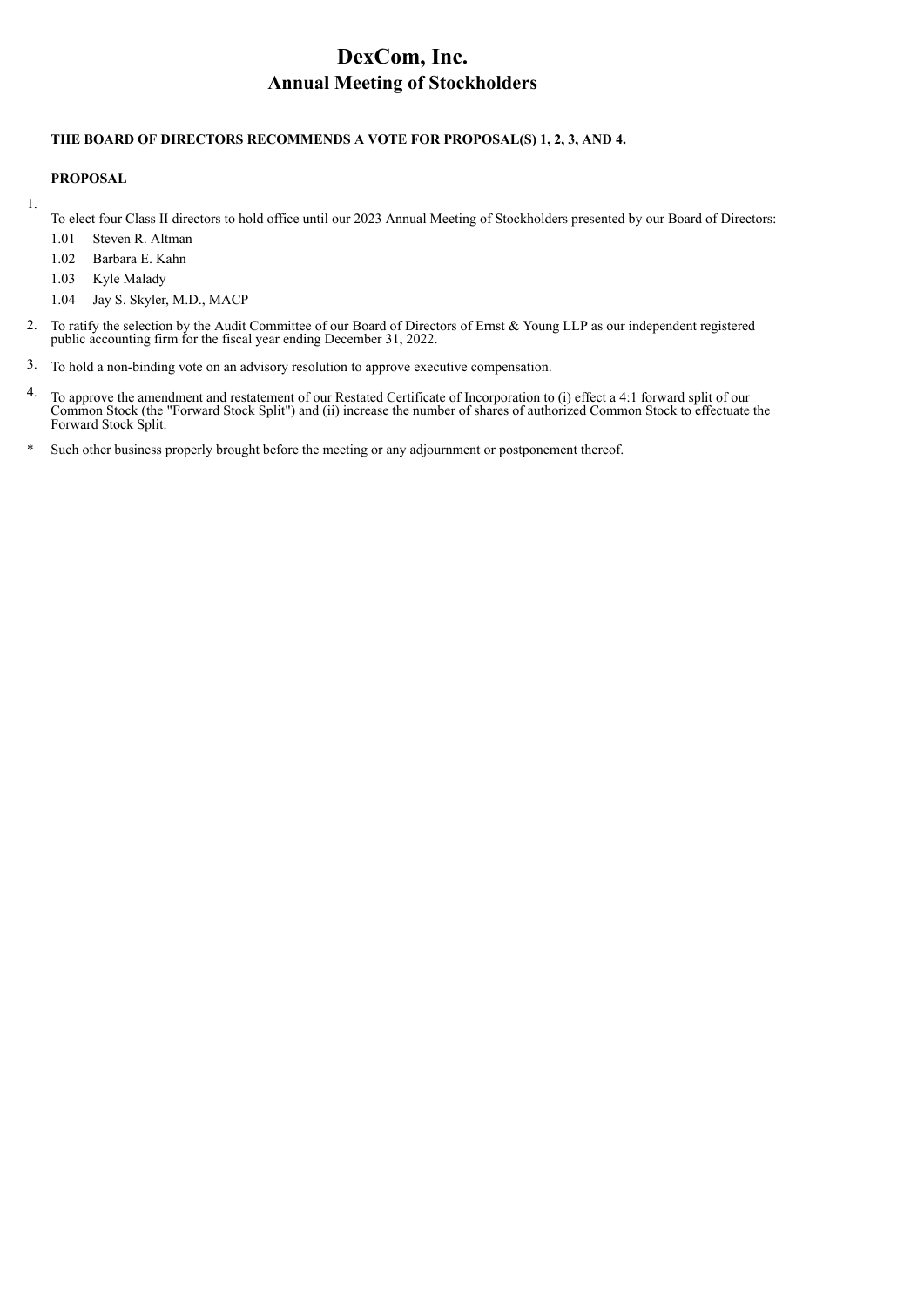# DexCom, Inc.
## Annual Meeting of Stockholders

**THE BOARD OF DIRECTORS RECOMMENDS A VOTE FOR PROPOSAL(S) 1, 2, 3, AND 4.**

**PROPOSAL**

1. To elect four Class II directors to hold office until our 2023 Annual Meeting of Stockholders presented by our Board of Directors:
   - 1.01 Steven R. Altman
   - 1.02 Barbara E. Kahn
   - 1.03 Kyle Malady
   - 1.04 Jay S. Skyler, M.D., MACP
2. To ratify the selection by the Audit Committee of our Board of Directors of Ernst & Young LLP as our independent registered public accounting firm for the fiscal year ending December 31, 2022.
3. To hold a non-binding vote on an advisory resolution to approve executive compensation.
4. To approve the amendment and restatement of our Restated Certificate of Incorporation to (i) effect a 4:1 forward split of our Common Stock (the "Forward Stock Split") and (ii) increase the number of shares of authorized Common Stock to effectuate the Forward Stock Split.

\* Such other business properly brought before the meeting or any adjournment or postponement thereof.